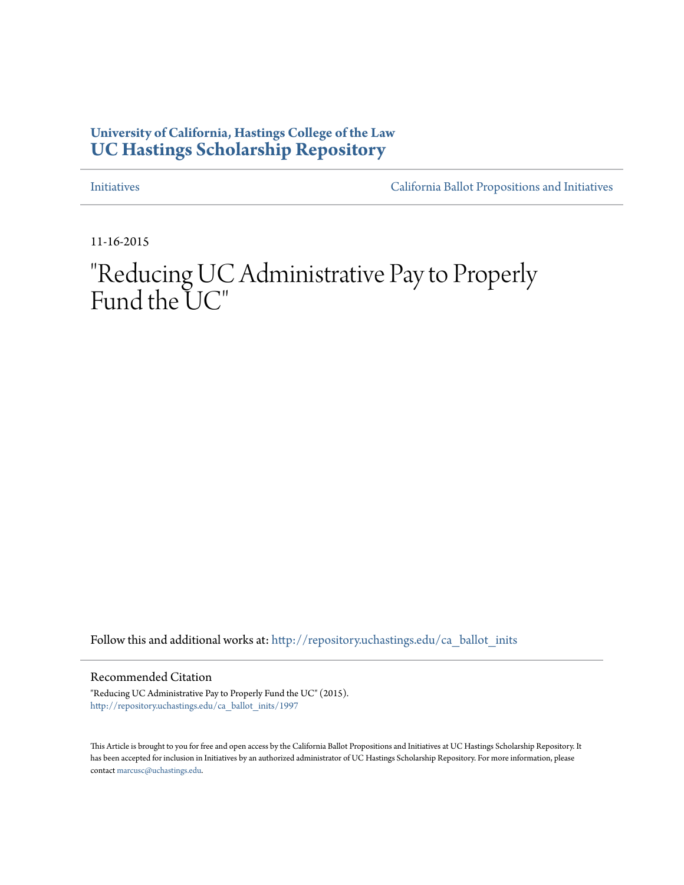**University of California, Hastings College of the Law**
**UC Hastings Scholarship Repository**

Initiatives | California Ballot Propositions and Initiatives

11-16-2015

# "Reducing UC Administrative Pay to Properly Fund the UC"

Follow this and additional works at: http://repository.uchastings.edu/ca_ballot_inits

## Recommended Citation

"Reducing UC Administrative Pay to Properly Fund the UC" (2015).
http://repository.uchastings.edu/ca_ballot_inits/1997

This Article is brought to you for free and open access by the California Ballot Propositions and Initiatives at UC Hastings Scholarship Repository. It has been accepted for inclusion in Initiatives by an authorized administrator of UC Hastings Scholarship Repository. For more information, please contact marcusc@uchastings.edu.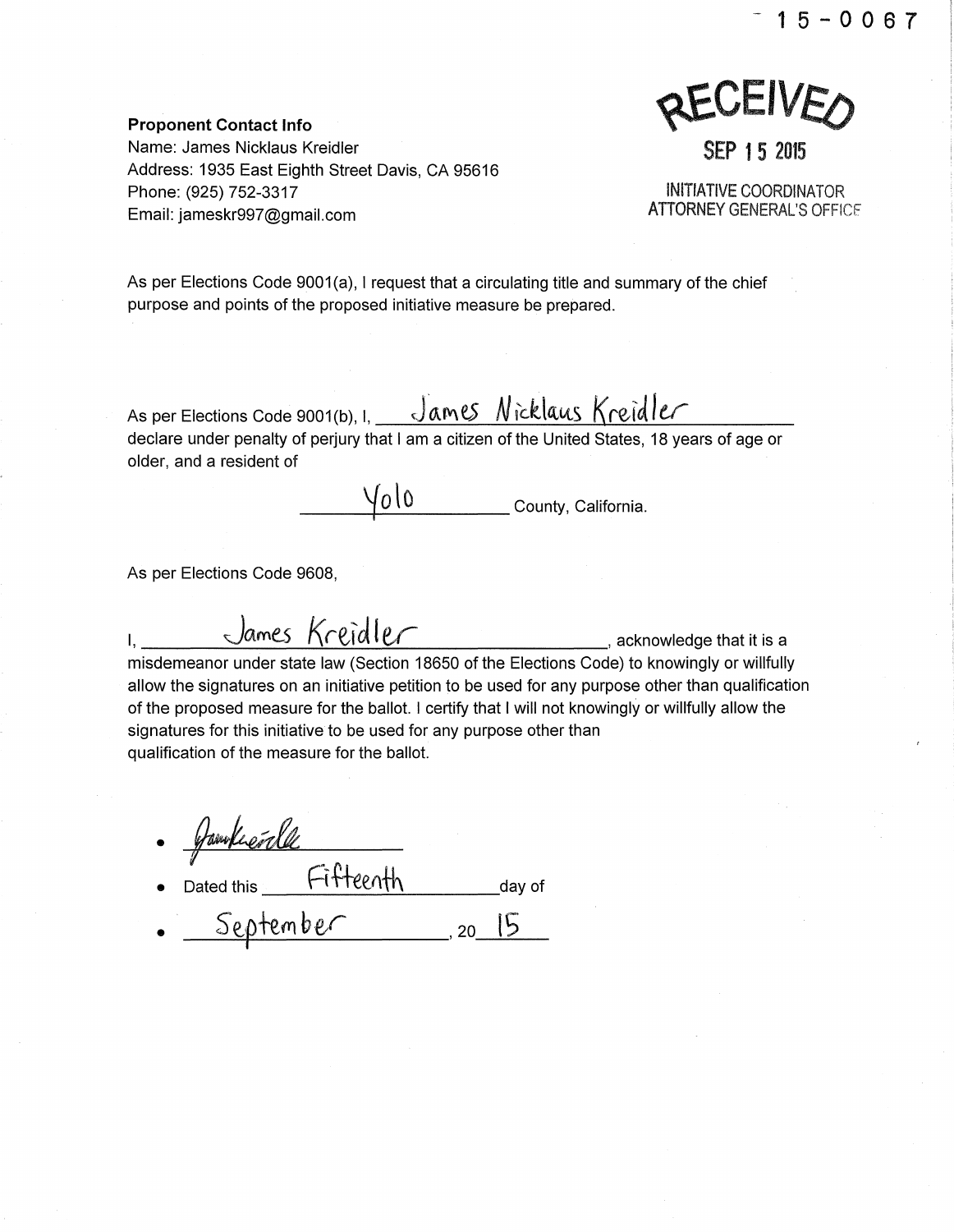15-0067

RECEIVED
SEP 15 2015
INITIATIVE COORDINATOR
ATTORNEY GENERAL'S OFFICE

**Proponent Contact Info**
Name: James Nicklaus Kreidler
Address: 1935 East Eighth Street Davis, CA 95616
Phone: (925) 752-3317
Email: jameskr997@gmail.com

As per Elections Code 9001(a), I request that a circulating title and summary of the chief purpose and points of the proposed initiative measure be prepared.

As per Elections Code 9001(b), I, James Nicklaus Kreidler declare under penalty of perjury that I am a citizen of the United States, 18 years of age or older, and a resident of

Yolo County, California.

As per Elections Code 9608,

I, James Kreidler, acknowledge that it is a misdemeanor under state law (Section 18650 of the Elections Code) to knowingly or willfully allow the signatures on an initiative petition to be used for any purpose other than qualification of the proposed measure for the ballot. I certify that I will not knowingly or willfully allow the signatures for this initiative to be used for any purpose other than qualification of the measure for the ballot.

- [Signature]
- Dated this Fifteenth day of
- September, 2015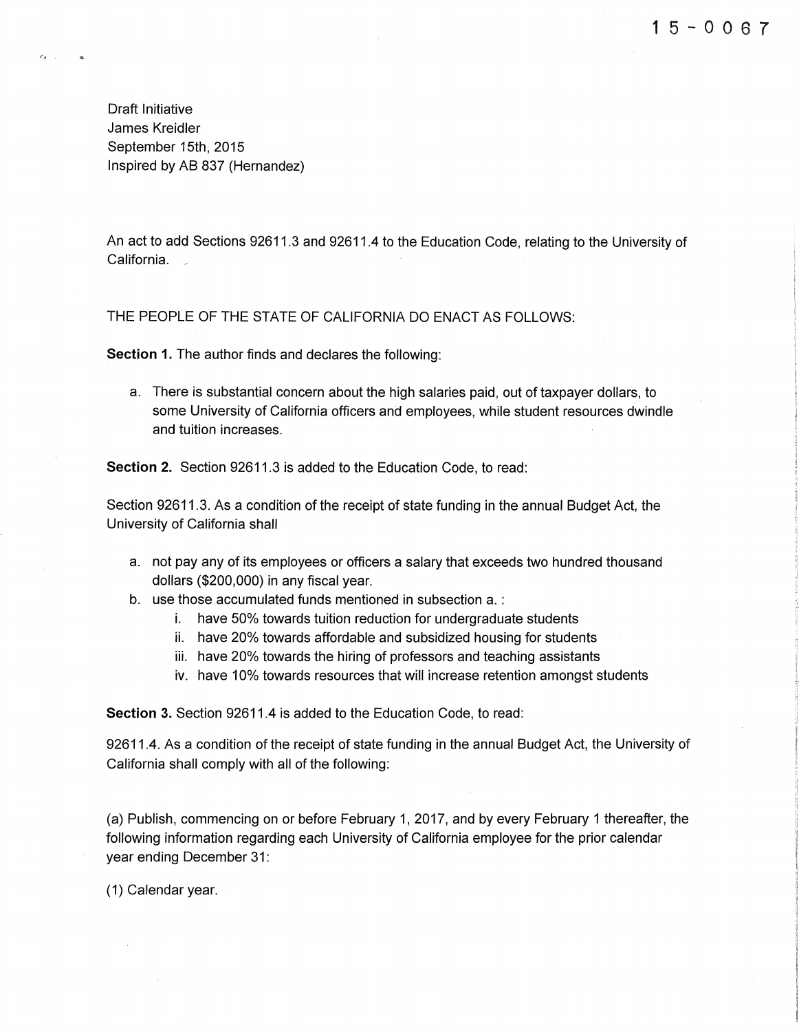15-0067

Draft Initiative
James Kreidler
September 15th, 2015
Inspired by AB 837 (Hernandez)

An act to add Sections 92611.3 and 92611.4 to the Education Code, relating to the University of California.

THE PEOPLE OF THE STATE OF CALIFORNIA DO ENACT AS FOLLOWS:

**Section 1.** The author finds and declares the following:

a. There is substantial concern about the high salaries paid, out of taxpayer dollars, to some University of California officers and employees, while student resources dwindle and tuition increases.

**Section 2.** Section 92611.3 is added to the Education Code, to read:

Section 92611.3. As a condition of the receipt of state funding in the annual Budget Act, the University of California shall

a. not pay any of its employees or officers a salary that exceeds two hundred thousand dollars ($200,000) in any fiscal year.
b. use those accumulated funds mentioned in subsection a. :
   i. have 50% towards tuition reduction for undergraduate students
   ii. have 20% towards affordable and subsidized housing for students
   iii. have 20% towards the hiring of professors and teaching assistants
   iv. have 10% towards resources that will increase retention amongst students

**Section 3.** Section 92611.4 is added to the Education Code, to read:

92611.4. As a condition of the receipt of state funding in the annual Budget Act, the University of California shall comply with all of the following:

(a) Publish, commencing on or before February 1, 2017, and by every February 1 thereafter, the following information regarding each University of California employee for the prior calendar year ending December 31:

(1) Calendar year.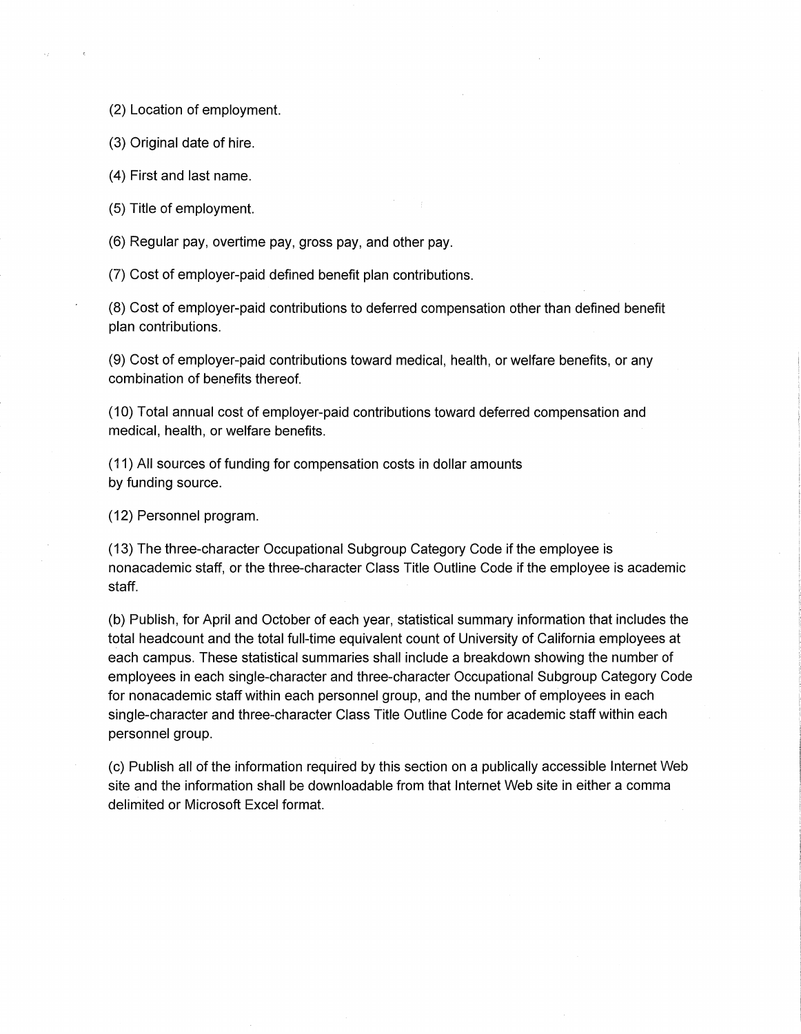(2) Location of employment.

(3) Original date of hire.

(4) First and last name.

(5) Title of employment.

(6) Regular pay, overtime pay, gross pay, and other pay.

(7) Cost of employer-paid defined benefit plan contributions.

(8) Cost of employer-paid contributions to deferred compensation other than defined benefit plan contributions.

(9) Cost of employer-paid contributions toward medical, health, or welfare benefits, or any combination of benefits thereof.

(10) Total annual cost of employer-paid contributions toward deferred compensation and medical, health, or welfare benefits.

(11) All sources of funding for compensation costs in dollar amounts by funding source.

(12) Personnel program.

(13) The three-character Occupational Subgroup Category Code if the employee is nonacademic staff, or the three-character Class Title Outline Code if the employee is academic staff.

(b) Publish, for April and October of each year, statistical summary information that includes the total headcount and the total full-time equivalent count of University of California employees at each campus. These statistical summaries shall include a breakdown showing the number of employees in each single-character and three-character Occupational Subgroup Category Code for nonacademic staff within each personnel group, and the number of employees in each single-character and three-character Class Title Outline Code for academic staff within each personnel group.

(c) Publish all of the information required by this section on a publically accessible Internet Web site and the information shall be downloadable from that Internet Web site in either a comma delimited or Microsoft Excel format.